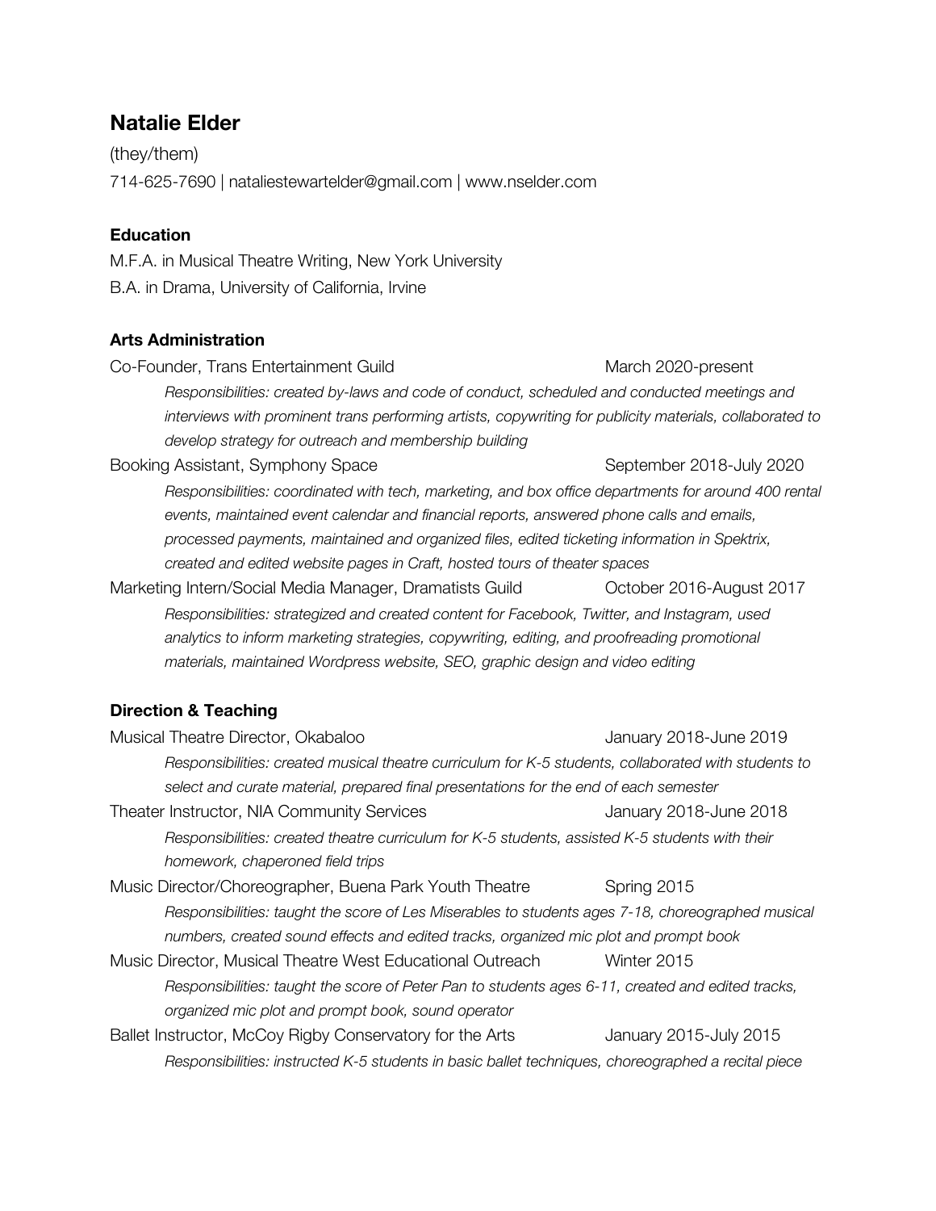# Natalie Elder

(they/them)

714-625-7690 | nataliestewartelder@gmail.com | www.nselder.com

## Education

M.F.A. in Musical Theatre Writing, New York University

B.A. in Drama, University of California, Irvine

## Arts Administration

Co-Founder, Trans Entertainment Guild — March 2020-present

*Responsibilities: created by-laws and code of conduct, scheduled and conducted meetings and interviews with prominent trans performing artists, copywriting for publicity materials, collaborated to develop strategy for outreach and membership building*

Booking Assistant, Symphony Space — September 2018-July 2020

*Responsibilities: coordinated with tech, marketing, and box office departments for around 400 rental events, maintained event calendar and financial reports, answered phone calls and emails, processed payments, maintained and organized files, edited ticketing information in Spektrix, created and edited website pages in Craft, hosted tours of theater spaces*

Marketing Intern/Social Media Manager, Dramatists Guild — October 2016-August 2017

*Responsibilities: strategized and created content for Facebook, Twitter, and Instagram, used analytics to inform marketing strategies, copywriting, editing, and proofreading promotional materials, maintained Wordpress website, SEO, graphic design and video editing*

## Direction & Teaching

Musical Theatre Director, Okabaloo — January 2018-June 2019

*Responsibilities: created musical theatre curriculum for K-5 students, collaborated with students to select and curate material, prepared final presentations for the end of each semester*

Theater Instructor, NIA Community Services — January 2018-June 2018

*Responsibilities: created theatre curriculum for K-5 students, assisted K-5 students with their homework, chaperoned field trips*

Music Director/Choreographer, Buena Park Youth Theatre — Spring 2015

*Responsibilities: taught the score of Les Miserables to students ages 7-18, choreographed musical numbers, created sound effects and edited tracks, organized mic plot and prompt book*

Music Director, Musical Theatre West Educational Outreach — Winter 2015

*Responsibilities: taught the score of Peter Pan to students ages 6-11, created and edited tracks, organized mic plot and prompt book, sound operator*

Ballet Instructor, McCoy Rigby Conservatory for the Arts — January 2015-July 2015

*Responsibilities: instructed K-5 students in basic ballet techniques, choreographed a recital piece*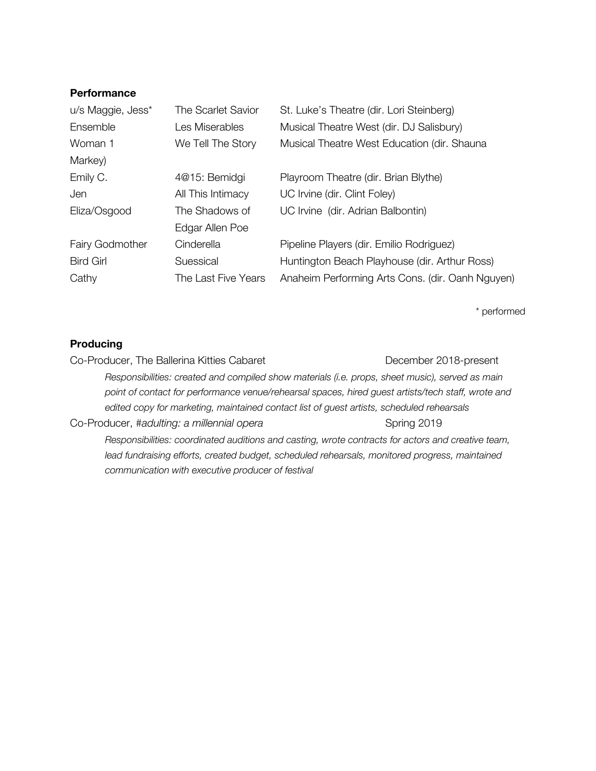**Performance**

| | | |
|---|---|---|
| u/s Maggie, Jess* | The Scarlet Savior | St. Luke's Theatre (dir. Lori Steinberg) |
| Ensemble | Les Miserables | Musical Theatre West (dir. DJ Salisbury) |
| Woman 1 | We Tell The Story | Musical Theatre West Education (dir. Shauna Markey) |
| Emily C. | 4@15: Bemidgi | Playroom Theatre (dir. Brian Blythe) |
| Jen | All This Intimacy | UC Irvine (dir. Clint Foley) |
| Eliza/Osgood | The Shadows of Edgar Allen Poe | UC Irvine (dir. Adrian Balbontin) |
| Fairy Godmother | Cinderella | Pipeline Players (dir. Emilio Rodriguez) |
| Bird Girl | Suessical | Huntington Beach Playhouse (dir. Arthur Ross) |
| Cathy | The Last Five Years | Anaheim Performing Arts Cons. (dir. Oanh Nguyen) |

\* performed

**Producing**

Co-Producer, The Ballerina Kitties Cabaret — December 2018-present

> *Responsibilities: created and compiled show materials (i.e. props, sheet music), served as main point of contact for performance venue/rehearsal spaces, hired guest artists/tech staff, wrote and edited copy for marketing, maintained contact list of guest artists, scheduled rehearsals*

Co-Producer, #*adulting: a millennial opera* — Spring 2019

> *Responsibilities: coordinated auditions and casting, wrote contracts for actors and creative team, lead fundraising efforts, created budget, scheduled rehearsals, monitored progress, maintained communication with executive producer of festival*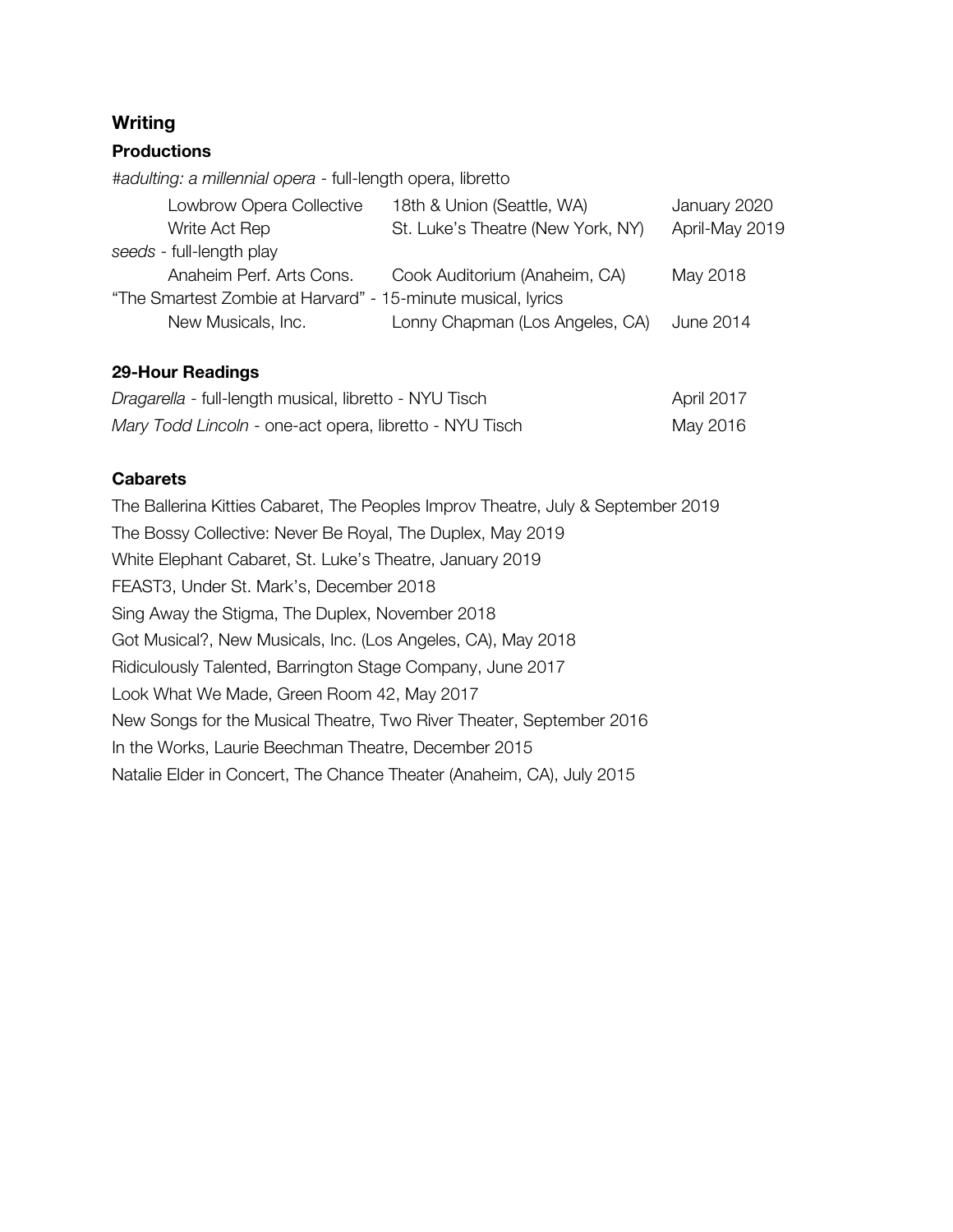## Writing

### Productions

*#adulting: a millennial opera* - full-length opera, libretto

| | | |
|---|---|---|
| Lowbrow Opera Collective | 18th & Union (Seattle, WA) | January 2020 |
| Write Act Rep | St. Luke's Theatre (New York, NY) | April-May 2019 |

*seeds* - full-length play

| | | |
|---|---|---|
| Anaheim Perf. Arts Cons. | Cook Auditorium (Anaheim, CA) | May 2018 |

"The Smartest Zombie at Harvard" - 15-minute musical, lyrics

| | | |
|---|---|---|
| New Musicals, Inc. | Lonny Chapman (Los Angeles, CA) | June 2014 |

### 29-Hour Readings

| | |
|---|---|
| *Dragarella* - full-length musical, libretto - NYU Tisch | April 2017 |
| *Mary Todd Lincoln* - one-act opera, libretto - NYU Tisch | May 2016 |

### Cabarets

The Ballerina Kitties Cabaret, The Peoples Improv Theatre, July & September 2019
The Bossy Collective: Never Be Royal, The Duplex, May 2019
White Elephant Cabaret, St. Luke's Theatre, January 2019
FEAST3, Under St. Mark's, December 2018
Sing Away the Stigma, The Duplex, November 2018
Got Musical?, New Musicals, Inc. (Los Angeles, CA), May 2018
Ridiculously Talented, Barrington Stage Company, June 2017
Look What We Made, Green Room 42, May 2017
New Songs for the Musical Theatre, Two River Theater, September 2016
In the Works, Laurie Beechman Theatre, December 2015
Natalie Elder in Concert, The Chance Theater (Anaheim, CA), July 2015